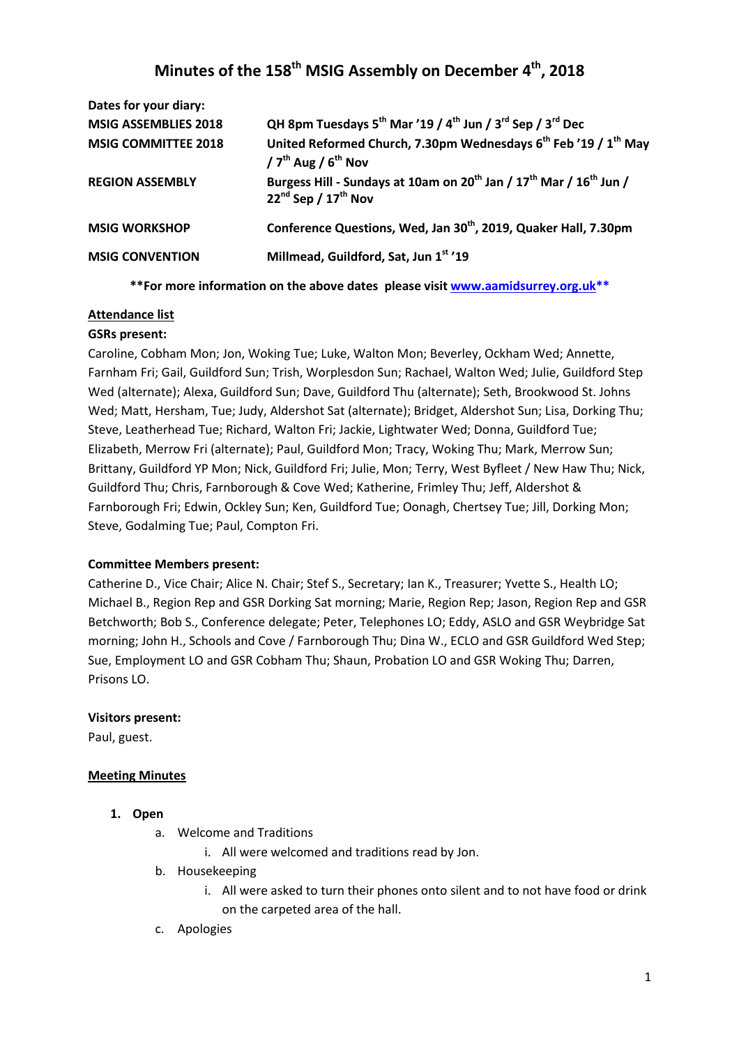# Minutes of the 158th MSIG Assembly on December 4th, 2018

| **Dates for your diary:** | |
|---|---|
| **MSIG ASSEMBLIES 2018** | **QH 8pm Tuesdays 5th Mar '19 / 4th Jun / 3rd Sep / 3rd Dec** |
| **MSIG COMMITTEE 2018** | **United Reformed Church, 7.30pm Wednesdays 6th Feb '19 / 1th May / 7th Aug / 6th Nov** |
| **REGION ASSEMBLY** | **Burgess Hill - Sundays at 10am on 20th Jan / 17th Mar / 16th Jun / 22nd Sep / 17th Nov** |
| **MSIG WORKSHOP** | **Conference Questions, Wed, Jan 30th, 2019, Quaker Hall, 7.30pm** |
| **MSIG CONVENTION** | **Millmead, Guildford, Sat, Jun 1st '19** |

**\*\*For more information on the above dates please visit www.aamidsurrey.org.uk\*\***

**Attendance list**

**GSRs present:**

Caroline, Cobham Mon; Jon, Woking Tue; Luke, Walton Mon; Beverley, Ockham Wed; Annette, Farnham Fri; Gail, Guildford Sun; Trish, Worplesdon Sun; Rachael, Walton Wed; Julie, Guildford Step Wed (alternate); Alexa, Guildford Sun; Dave, Guildford Thu (alternate); Seth, Brookwood St. Johns Wed; Matt, Hersham, Tue; Judy, Aldershot Sat (alternate); Bridget, Aldershot Sun; Lisa, Dorking Thu; Steve, Leatherhead Tue; Richard, Walton Fri; Jackie, Lightwater Wed; Donna, Guildford Tue; Elizabeth, Merrow Fri (alternate); Paul, Guildford Mon; Tracy, Woking Thu; Mark, Merrow Sun; Brittany, Guildford YP Mon; Nick, Guildford Fri; Julie, Mon; Terry, West Byfleet / New Haw Thu; Nick, Guildford Thu; Chris, Farnborough & Cove Wed; Katherine, Frimley Thu; Jeff, Aldershot & Farnborough Fri; Edwin, Ockley Sun; Ken, Guildford Tue; Oonagh, Chertsey Tue; Jill, Dorking Mon; Steve, Godalming Tue; Paul, Compton Fri.

**Committee Members present:**

Catherine D., Vice Chair; Alice N. Chair; Stef S., Secretary; Ian K., Treasurer; Yvette S., Health LO; Michael B., Region Rep and GSR Dorking Sat morning; Marie, Region Rep; Jason, Region Rep and GSR Betchworth; Bob S., Conference delegate; Peter, Telephones LO; Eddy, ASLO and GSR Weybridge Sat morning; John H., Schools and Cove / Farnborough Thu; Dina W., ECLO and GSR Guildford Wed Step; Sue, Employment LO and GSR Cobham Thu; Shaun, Probation LO and GSR Woking Thu; Darren, Prisons LO.

**Visitors present:**

Paul, guest.

**Meeting Minutes**

1. **Open**
   a. Welcome and Traditions
      i. All were welcomed and traditions read by Jon.
   b. Housekeeping
      i. All were asked to turn their phones onto silent and to not have food or drink on the carpeted area of the hall.
   c. Apologies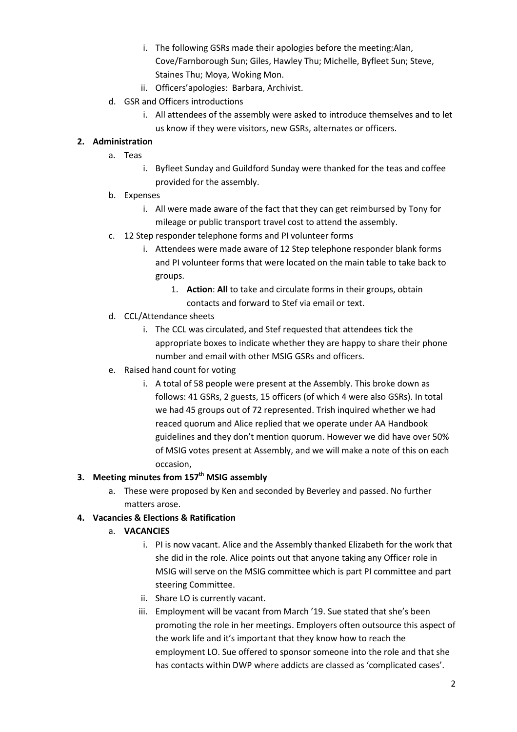i. The following GSRs made their apologies before the meeting:Alan, Cove/Farnborough Sun; Giles, Hawley Thu; Michelle, Byfleet Sun; Steve, Staines Thu; Moya, Woking Mon.
   ii. Officers'apologies: Barbara, Archivist.

d. GSR and Officers introductions
   i. All attendees of the assembly were asked to introduce themselves and to let us know if they were visitors, new GSRs, alternates or officers.

**2. Administration**

a. Teas
   i. Byfleet Sunday and Guildford Sunday were thanked for the teas and coffee provided for the assembly.

b. Expenses
   i. All were made aware of the fact that they can get reimbursed by Tony for mileage or public transport travel cost to attend the assembly.

c. 12 Step responder telephone forms and PI volunteer forms
   i. Attendees were made aware of 12 Step telephone responder blank forms and PI volunteer forms that were located on the main table to take back to groups.
      1. **Action**: **All** to take and circulate forms in their groups, obtain contacts and forward to Stef via email or text.

d. CCL/Attendance sheets
   i. The CCL was circulated, and Stef requested that attendees tick the appropriate boxes to indicate whether they are happy to share their phone number and email with other MSIG GSRs and officers.

e. Raised hand count for voting
   i. A total of 58 people were present at the Assembly. This broke down as follows: 41 GSRs, 2 guests, 15 officers (of which 4 were also GSRs). In total we had 45 groups out of 72 represented. Trish inquired whether we had reaced quorum and Alice replied that we operate under AA Handbook guidelines and they don't mention quorum. However we did have over 50% of MSIG votes present at Assembly, and we will make a note of this on each occasion,

**3. Meeting minutes from 157th MSIG assembly**

a. These were proposed by Ken and seconded by Beverley and passed. No further matters arose.

**4. Vacancies & Elections & Ratification**

a. **VACANCIES**
   i. PI is now vacant. Alice and the Assembly thanked Elizabeth for the work that she did in the role. Alice points out that anyone taking any Officer role in MSIG will serve on the MSIG committee which is part PI committee and part steering Committee.
   ii. Share LO is currently vacant.
   iii. Employment will be vacant from March '19. Sue stated that she's been promoting the role in her meetings. Employers often outsource this aspect of the work life and it's important that they know how to reach the employment LO. Sue offered to sponsor someone into the role and that she has contacts within DWP where addicts are classed as 'complicated cases'.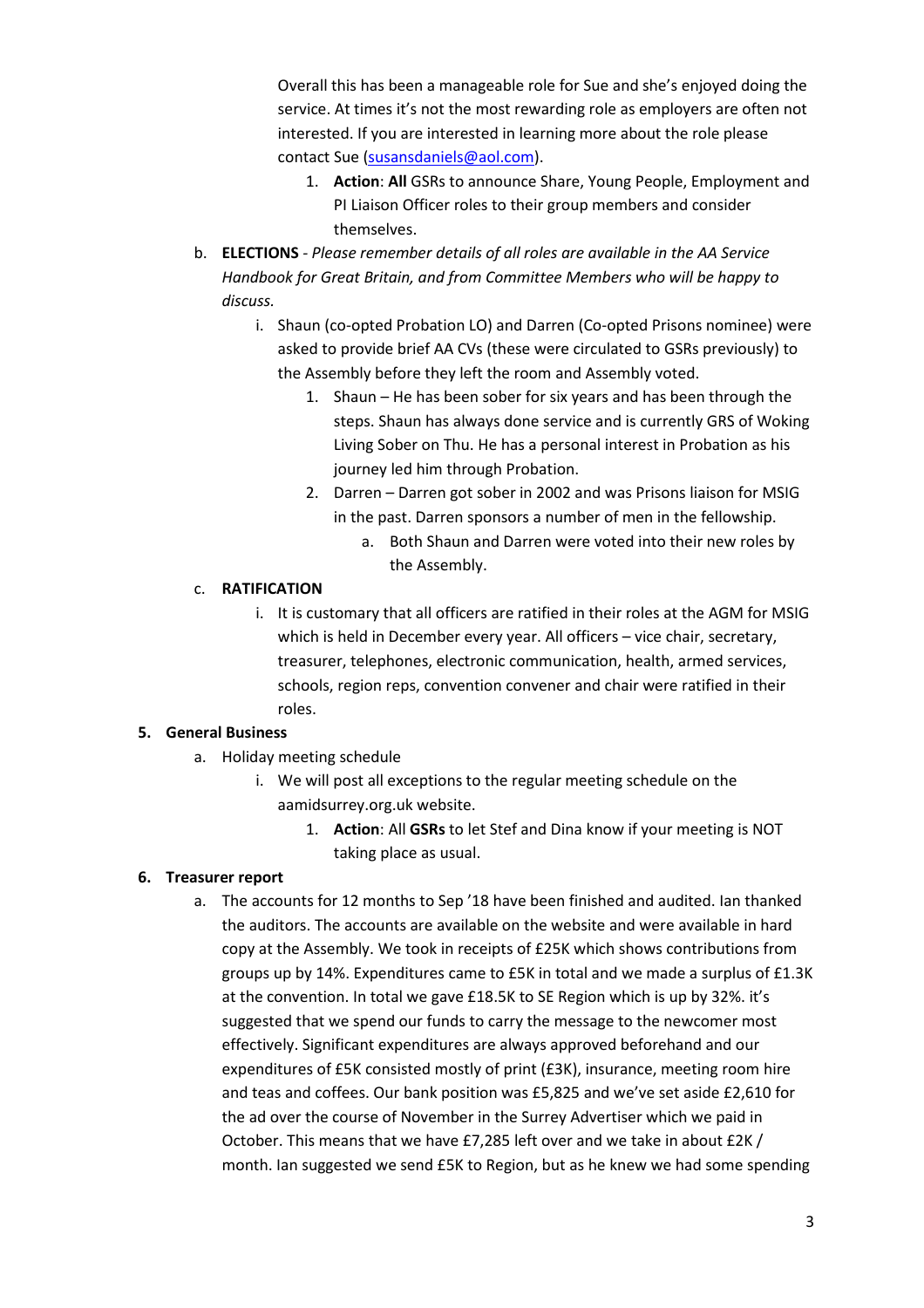Overall this has been a manageable role for Sue and she's enjoyed doing the service. At times it's not the most rewarding role as employers are often not interested. If you are interested in learning more about the role please contact Sue (susansdaniels@aol.com).

1. **Action**: **All** GSRs to announce Share, Young People, Employment and PI Liaison Officer roles to their group members and consider themselves.

b. **ELECTIONS** - *Please remember details of all roles are available in the AA Service Handbook for Great Britain, and from Committee Members who will be happy to discuss.*

i. Shaun (co-opted Probation LO) and Darren (Co-opted Prisons nominee) were asked to provide brief AA CVs (these were circulated to GSRs previously) to the Assembly before they left the room and Assembly voted.

1. Shaun – He has been sober for six years and has been through the steps. Shaun has always done service and is currently GRS of Woking Living Sober on Thu. He has a personal interest in Probation as his journey led him through Probation.
2. Darren – Darren got sober in 2002 and was Prisons liaison for MSIG in the past. Darren sponsors a number of men in the fellowship.
    a. Both Shaun and Darren were voted into their new roles by the Assembly.

c. **RATIFICATION**

i. It is customary that all officers are ratified in their roles at the AGM for MSIG which is held in December every year. All officers – vice chair, secretary, treasurer, telephones, electronic communication, health, armed services, schools, region reps, convention convener and chair were ratified in their roles.

## 5. General Business

a. Holiday meeting schedule

i. We will post all exceptions to the regular meeting schedule on the aamidsurrey.org.uk website.

1. **Action**: All **GSRs** to let Stef and Dina know if your meeting is NOT taking place as usual.

## 6. Treasurer report

a. The accounts for 12 months to Sep '18 have been finished and audited. Ian thanked the auditors. The accounts are available on the website and were available in hard copy at the Assembly. We took in receipts of £25K which shows contributions from groups up by 14%. Expenditures came to £5K in total and we made a surplus of £1.3K at the convention. In total we gave £18.5K to SE Region which is up by 32%. it's suggested that we spend our funds to carry the message to the newcomer most effectively. Significant expenditures are always approved beforehand and our expenditures of £5K consisted mostly of print (£3K), insurance, meeting room hire and teas and coffees. Our bank position was £5,825 and we've set aside £2,610 for the ad over the course of November in the Surrey Advertiser which we paid in October. This means that we have £7,285 left over and we take in about £2K / month. Ian suggested we send £5K to Region, but as he knew we had some spending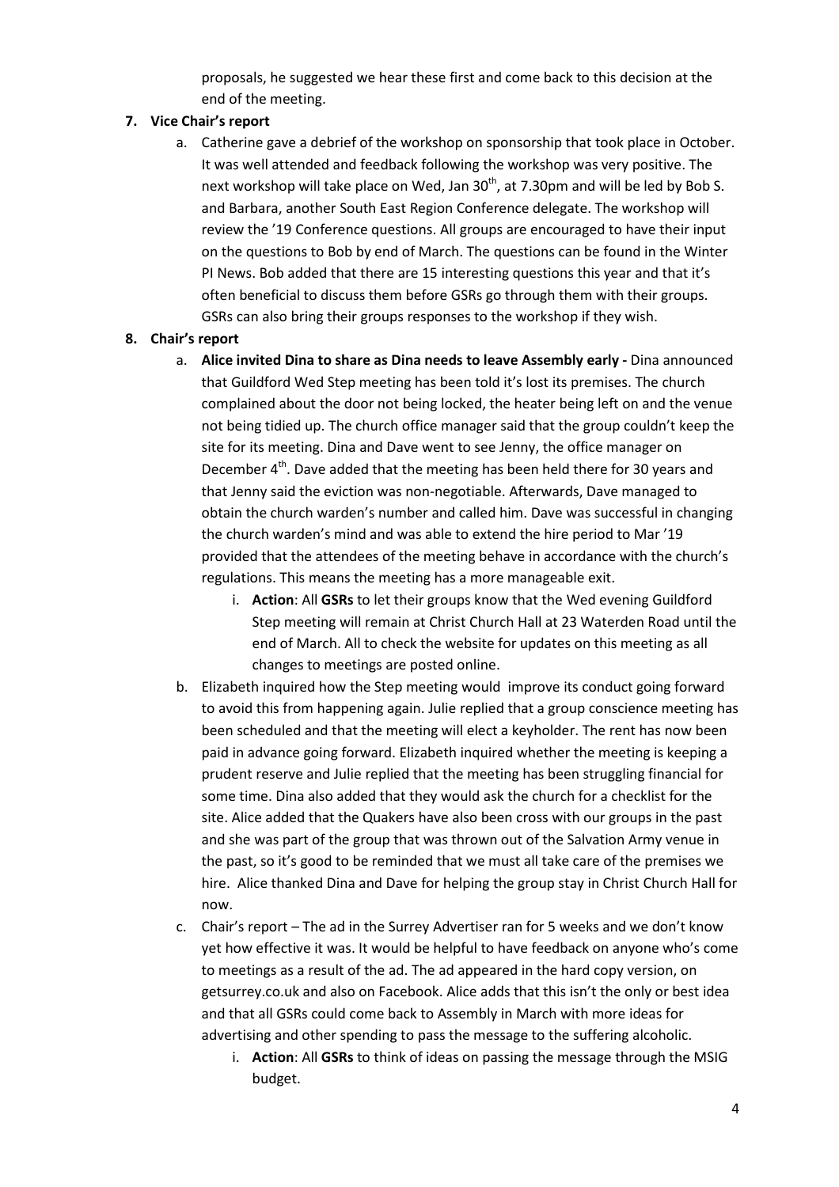proposals, he suggested we hear these first and come back to this decision at the end of the meeting.

7. **Vice Chair's report**
    a. Catherine gave a debrief of the workshop on sponsorship that took place in October. It was well attended and feedback following the workshop was very positive. The next workshop will take place on Wed, Jan 30th, at 7.30pm and will be led by Bob S. and Barbara, another South East Region Conference delegate. The workshop will review the '19 Conference questions. All groups are encouraged to have their input on the questions to Bob by end of March. The questions can be found in the Winter PI News. Bob added that there are 15 interesting questions this year and that it's often beneficial to discuss them before GSRs go through them with their groups. GSRs can also bring their groups responses to the workshop if they wish.

8. **Chair's report**
    a. **Alice invited Dina to share as Dina needs to leave Assembly early -** Dina announced that Guildford Wed Step meeting has been told it's lost its premises. The church complained about the door not being locked, the heater being left on and the venue not being tidied up. The church office manager said that the group couldn't keep the site for its meeting. Dina and Dave went to see Jenny, the office manager on December 4th. Dave added that the meeting has been held there for 30 years and that Jenny said the eviction was non-negotiable. Afterwards, Dave managed to obtain the church warden's number and called him. Dave was successful in changing the church warden's mind and was able to extend the hire period to Mar '19 provided that the attendees of the meeting behave in accordance with the church's regulations. This means the meeting has a more manageable exit.
        i. **Action**: All **GSRs** to let their groups know that the Wed evening Guildford Step meeting will remain at Christ Church Hall at 23 Waterden Road until the end of March. All to check the website for updates on this meeting as all changes to meetings are posted online.
    b. Elizabeth inquired how the Step meeting would improve its conduct going forward to avoid this from happening again. Julie replied that a group conscience meeting has been scheduled and that the meeting will elect a keyholder. The rent has now been paid in advance going forward. Elizabeth inquired whether the meeting is keeping a prudent reserve and Julie replied that the meeting has been struggling financial for some time. Dina also added that they would ask the church for a checklist for the site. Alice added that the Quakers have also been cross with our groups in the past and she was part of the group that was thrown out of the Salvation Army venue in the past, so it's good to be reminded that we must all take care of the premises we hire. Alice thanked Dina and Dave for helping the group stay in Christ Church Hall for now.
    c. Chair's report – The ad in the Surrey Advertiser ran for 5 weeks and we don't know yet how effective it was. It would be helpful to have feedback on anyone who's come to meetings as a result of the ad. The ad appeared in the hard copy version, on getsurrey.co.uk and also on Facebook. Alice adds that this isn't the only or best idea and that all GSRs could come back to Assembly in March with more ideas for advertising and other spending to pass the message to the suffering alcoholic.
        i. **Action**: All **GSRs** to think of ideas on passing the message through the MSIG budget.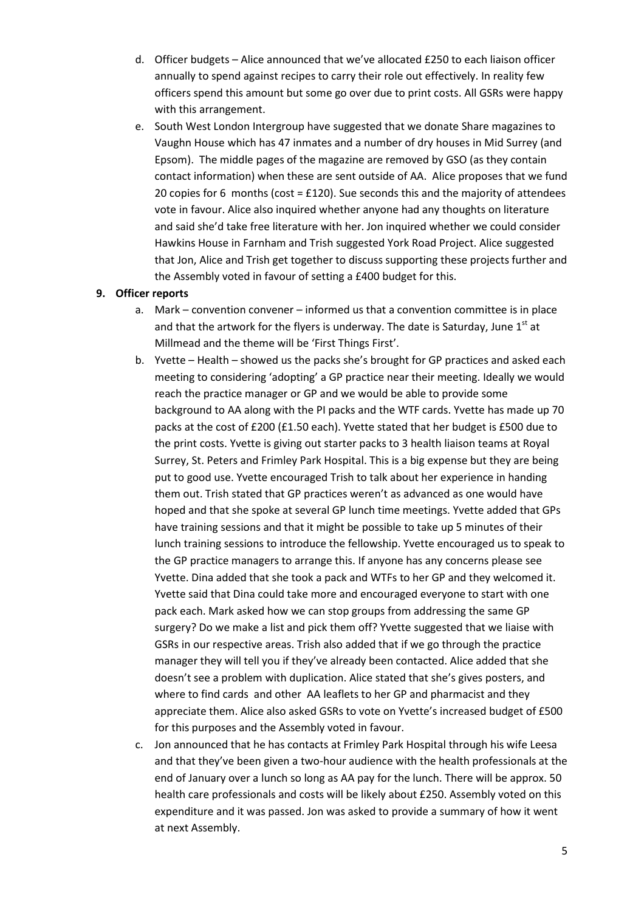d. Officer budgets – Alice announced that we've allocated £250 to each liaison officer annually to spend against recipes to carry their role out effectively. In reality few officers spend this amount but some go over due to print costs. All GSRs were happy with this arrangement.

e. South West London Intergroup have suggested that we donate Share magazines to Vaughn House which has 47 inmates and a number of dry houses in Mid Surrey (and Epsom). The middle pages of the magazine are removed by GSO (as they contain contact information) when these are sent outside of AA. Alice proposes that we fund 20 copies for 6 months (cost = £120). Sue seconds this and the majority of attendees vote in favour. Alice also inquired whether anyone had any thoughts on literature and said she'd take free literature with her. Jon inquired whether we could consider Hawkins House in Farnham and Trish suggested York Road Project. Alice suggested that Jon, Alice and Trish get together to discuss supporting these projects further and the Assembly voted in favour of setting a £400 budget for this.

**9. Officer reports**

a. Mark – convention convener – informed us that a convention committee is in place and that the artwork for the flyers is underway. The date is Saturday, June 1st at Millmead and the theme will be 'First Things First'.

b. Yvette – Health – showed us the packs she's brought for GP practices and asked each meeting to considering 'adopting' a GP practice near their meeting. Ideally we would reach the practice manager or GP and we would be able to provide some background to AA along with the PI packs and the WTF cards. Yvette has made up 70 packs at the cost of £200 (£1.50 each). Yvette stated that her budget is £500 due to the print costs. Yvette is giving out starter packs to 3 health liaison teams at Royal Surrey, St. Peters and Frimley Park Hospital. This is a big expense but they are being put to good use. Yvette encouraged Trish to talk about her experience in handing them out. Trish stated that GP practices weren't as advanced as one would have hoped and that she spoke at several GP lunch time meetings. Yvette added that GPs have training sessions and that it might be possible to take up 5 minutes of their lunch training sessions to introduce the fellowship. Yvette encouraged us to speak to the GP practice managers to arrange this. If anyone has any concerns please see Yvette. Dina added that she took a pack and WTFs to her GP and they welcomed it. Yvette said that Dina could take more and encouraged everyone to start with one pack each. Mark asked how we can stop groups from addressing the same GP surgery? Do we make a list and pick them off? Yvette suggested that we liaise with GSRs in our respective areas. Trish also added that if we go through the practice manager they will tell you if they've already been contacted. Alice added that she doesn't see a problem with duplication. Alice stated that she's gives posters, and where to find cards and other AA leaflets to her GP and pharmacist and they appreciate them. Alice also asked GSRs to vote on Yvette's increased budget of £500 for this purposes and the Assembly voted in favour.

c. Jon announced that he has contacts at Frimley Park Hospital through his wife Leesa and that they've been given a two-hour audience with the health professionals at the end of January over a lunch so long as AA pay for the lunch. There will be approx. 50 health care professionals and costs will be likely about £250. Assembly voted on this expenditure and it was passed. Jon was asked to provide a summary of how it went at next Assembly.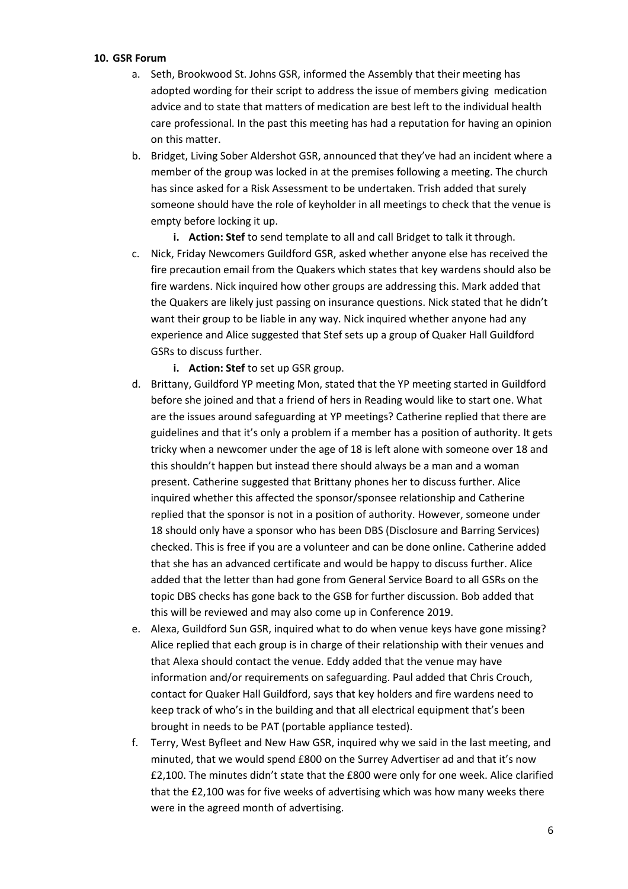**10. GSR Forum**

a. Seth, Brookwood St. Johns GSR, informed the Assembly that their meeting has adopted wording for their script to address the issue of members giving medication advice and to state that matters of medication are best left to the individual health care professional. In the past this meeting has had a reputation for having an opinion on this matter.

b. Bridget, Living Sober Aldershot GSR, announced that they've had an incident where a member of the group was locked in at the premises following a meeting. The church has since asked for a Risk Assessment to be undertaken. Trish added that surely someone should have the role of keyholder in all meetings to check that the venue is empty before locking it up.

   i. **Action: Stef** to send template to all and call Bridget to talk it through.

c. Nick, Friday Newcomers Guildford GSR, asked whether anyone else has received the fire precaution email from the Quakers which states that key wardens should also be fire wardens. Nick inquired how other groups are addressing this. Mark added that the Quakers are likely just passing on insurance questions. Nick stated that he didn't want their group to be liable in any way. Nick inquired whether anyone had any experience and Alice suggested that Stef sets up a group of Quaker Hall Guildford GSRs to discuss further.

   i. **Action: Stef** to set up GSR group.

d. Brittany, Guildford YP meeting Mon, stated that the YP meeting started in Guildford before she joined and that a friend of hers in Reading would like to start one. What are the issues around safeguarding at YP meetings? Catherine replied that there are guidelines and that it's only a problem if a member has a position of authority. It gets tricky when a newcomer under the age of 18 is left alone with someone over 18 and this shouldn't happen but instead there should always be a man and a woman present. Catherine suggested that Brittany phones her to discuss further. Alice inquired whether this affected the sponsor/sponsee relationship and Catherine replied that the sponsor is not in a position of authority. However, someone under 18 should only have a sponsor who has been DBS (Disclosure and Barring Services) checked. This is free if you are a volunteer and can be done online. Catherine added that she has an advanced certificate and would be happy to discuss further. Alice added that the letter than had gone from General Service Board to all GSRs on the topic DBS checks has gone back to the GSB for further discussion. Bob added that this will be reviewed and may also come up in Conference 2019.

e. Alexa, Guildford Sun GSR, inquired what to do when venue keys have gone missing? Alice replied that each group is in charge of their relationship with their venues and that Alexa should contact the venue. Eddy added that the venue may have information and/or requirements on safeguarding. Paul added that Chris Crouch, contact for Quaker Hall Guildford, says that key holders and fire wardens need to keep track of who's in the building and that all electrical equipment that's been brought in needs to be PAT (portable appliance tested).

f. Terry, West Byfleet and New Haw GSR, inquired why we said in the last meeting, and minuted, that we would spend £800 on the Surrey Advertiser ad and that it's now £2,100. The minutes didn't state that the £800 were only for one week. Alice clarified that the £2,100 was for five weeks of advertising which was how many weeks there were in the agreed month of advertising.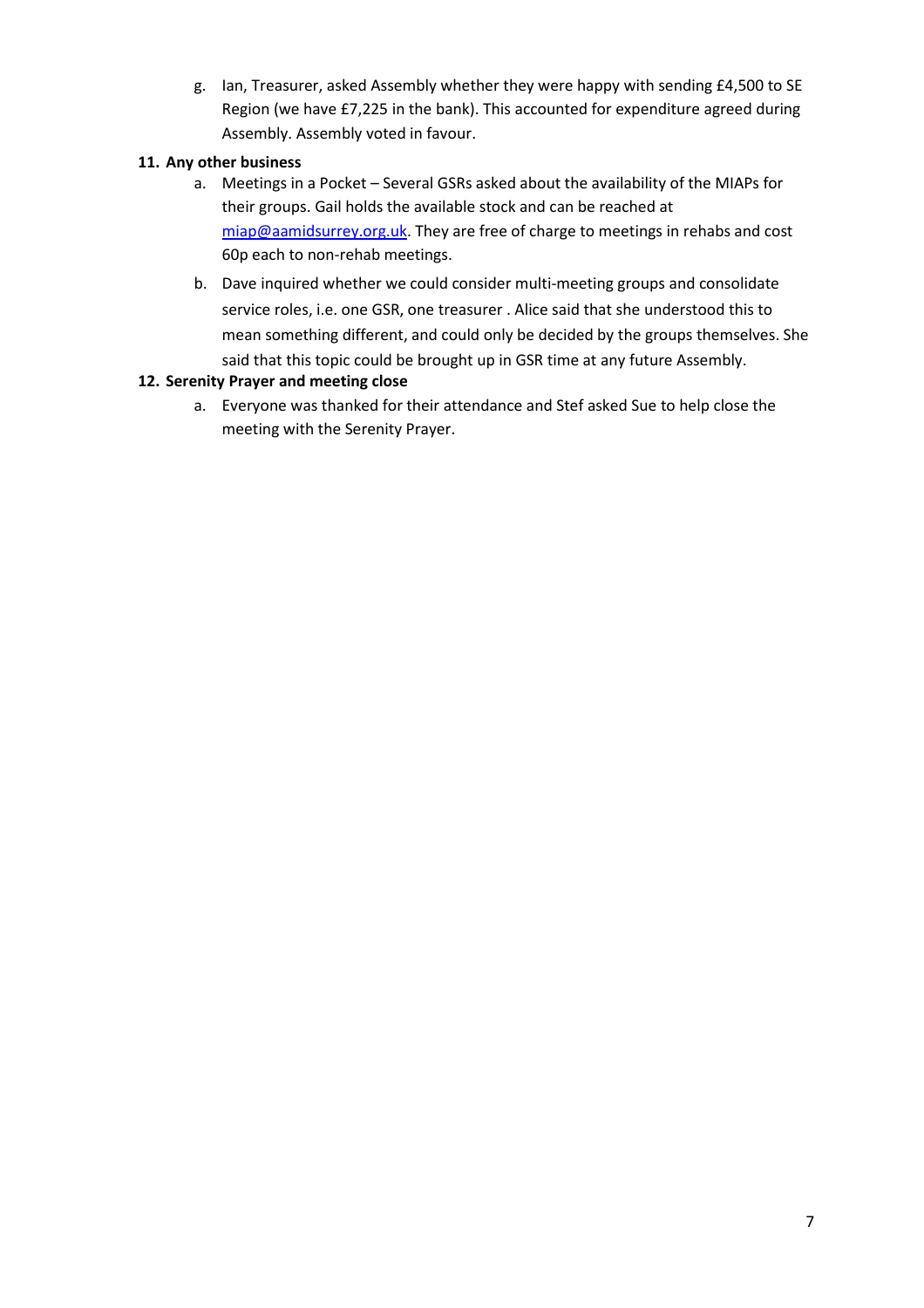g. Ian, Treasurer, asked Assembly whether they were happy with sending £4,500 to SE Region (we have £7,225 in the bank). This accounted for expenditure agreed during Assembly. Assembly voted in favour.

**11. Any other business**

a. Meetings in a Pocket – Several GSRs asked about the availability of the MIAPs for their groups. Gail holds the available stock and can be reached at [miap@aamidsurrey.org.uk](mailto:miap@aamidsurrey.org.uk). They are free of charge to meetings in rehabs and cost 60p each to non-rehab meetings.

b. Dave inquired whether we could consider multi-meeting groups and consolidate service roles, i.e. one GSR, one treasurer . Alice said that she understood this to mean something different, and could only be decided by the groups themselves. She said that this topic could be brought up in GSR time at any future Assembly.

**12. Serenity Prayer and meeting close**

a. Everyone was thanked for their attendance and Stef asked Sue to help close the meeting with the Serenity Prayer.